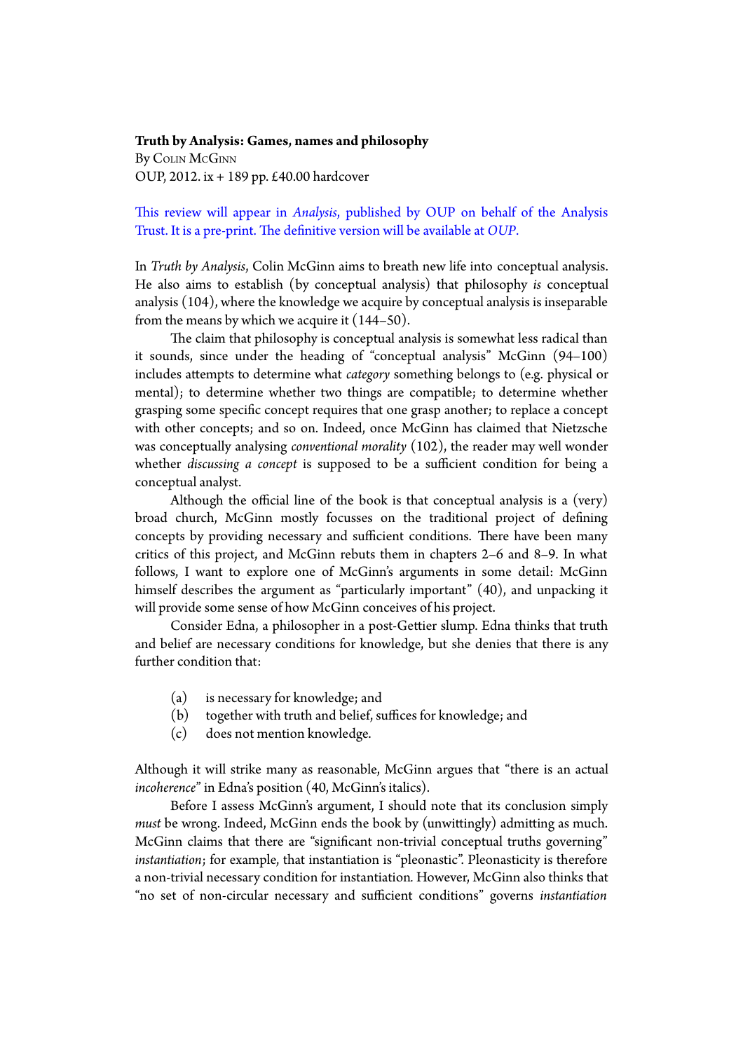**Truth by Analysis: Games, names and philosophy**
By Colin McGinn
OUP, 2012. ix + 189 pp. £40.00 hardcover

This review will appear in *Analysis*, published by OUP on behalf of the Analysis Trust. It is a pre-print. The definitive version will be available at *OUP*.

In *Truth by Analysis*, Colin McGinn aims to breath new life into conceptual analysis. He also aims to establish (by conceptual analysis) that philosophy *is* conceptual analysis (104), where the knowledge we acquire by conceptual analysis is inseparable from the means by which we acquire it (144–50).

The claim that philosophy is conceptual analysis is somewhat less radical than it sounds, since under the heading of "conceptual analysis" McGinn (94–100) includes attempts to determine what *category* something belongs to (e.g. physical or mental); to determine whether two things are compatible; to determine whether grasping some specific concept requires that one grasp another; to replace a concept with other concepts; and so on. Indeed, once McGinn has claimed that Nietzsche was conceptually analysing *conventional morality* (102), the reader may well wonder whether *discussing a concept* is supposed to be a sufficient condition for being a conceptual analyst.

Although the official line of the book is that conceptual analysis is a (very) broad church, McGinn mostly focusses on the traditional project of defining concepts by providing necessary and sufficient conditions. There have been many critics of this project, and McGinn rebuts them in chapters 2–6 and 8–9. In what follows, I want to explore one of McGinn's arguments in some detail: McGinn himself describes the argument as "particularly important" (40), and unpacking it will provide some sense of how McGinn conceives of his project.

Consider Edna, a philosopher in a post-Gettier slump. Edna thinks that truth and belief are necessary conditions for knowledge, but she denies that there is any further condition that:

- (a) is necessary for knowledge; and
- (b) together with truth and belief, suffices for knowledge; and
- (c) does not mention knowledge.

Although it will strike many as reasonable, McGinn argues that "there is an actual *incoherence*" in Edna's position (40, McGinn's italics).

Before I assess McGinn's argument, I should note that its conclusion simply *must* be wrong. Indeed, McGinn ends the book by (unwittingly) admitting as much. McGinn claims that there are "significant non-trivial conceptual truths governing" *instantiation*; for example, that instantiation is "pleonastic". Pleonasticity is therefore a non-trivial necessary condition for instantiation. However, McGinn also thinks that "no set of non-circular necessary and sufficient conditions" governs *instantiation*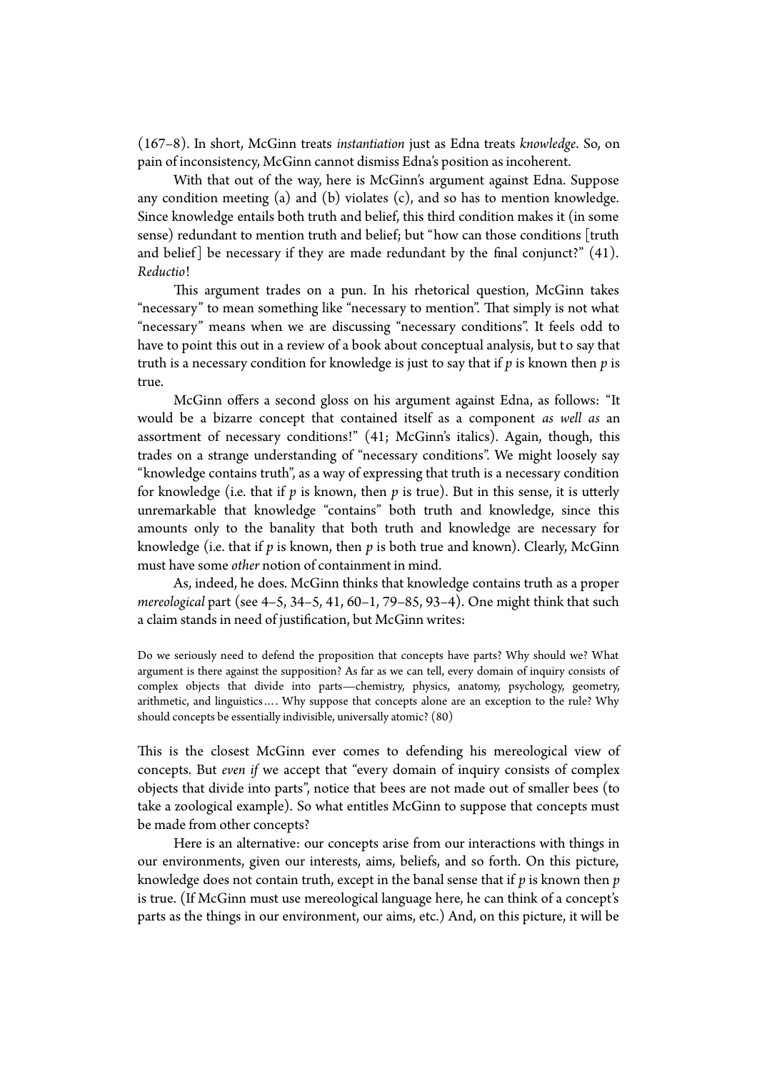(167–8). In short, McGinn treats *instantiation* just as Edna treats *knowledge*. So, on pain of inconsistency, McGinn cannot dismiss Edna's position as incoherent.

With that out of the way, here is McGinn's argument against Edna. Suppose any condition meeting (a) and (b) violates (c), and so has to mention knowledge. Since knowledge entails both truth and belief, this third condition makes it (in some sense) redundant to mention truth and belief; but "how can those conditions [truth and belief] be necessary if they are made redundant by the final conjunct?" (41). *Reductio*!

This argument trades on a pun. In his rhetorical question, McGinn takes "necessary" to mean something like "necessary to mention". That simply is not what "necessary" means when we are discussing "necessary conditions". It feels odd to have to point this out in a review of a book about conceptual analysis, but to say that truth is a necessary condition for knowledge is just to say that if $p$ is known then $p$ is true.

McGinn offers a second gloss on his argument against Edna, as follows: "It would be a bizarre concept that contained itself as a component *as well as* an assortment of necessary conditions!" (41; McGinn's italics). Again, though, this trades on a strange understanding of "necessary conditions". We might loosely say "knowledge contains truth", as a way of expressing that truth is a necessary condition for knowledge (i.e. that if $p$ is known, then $p$ is true). But in this sense, it is utterly unremarkable that knowledge "contains" both truth and knowledge, since this amounts only to the banality that both truth and knowledge are necessary for knowledge (i.e. that if $p$ is known, then $p$ is both true and known). Clearly, McGinn must have some *other* notion of containment in mind.

As, indeed, he does. McGinn thinks that knowledge contains truth as a proper *mereological* part (see 4–5, 34–5, 41, 60–1, 79–85, 93–4). One might think that such a claim stands in need of justification, but McGinn writes:

> Do we seriously need to defend the proposition that concepts have parts? Why should we? What argument is there against the supposition? As far as we can tell, every domain of inquiry consists of complex objects that divide into parts—chemistry, physics, anatomy, psychology, geometry, arithmetic, and linguistics…. Why suppose that concepts alone are an exception to the rule? Why should concepts be essentially indivisible, universally atomic? (80)

This is the closest McGinn ever comes to defending his mereological view of concepts. But *even if* we accept that "every domain of inquiry consists of complex objects that divide into parts", notice that bees are not made out of smaller bees (to take a zoological example). So what entitles McGinn to suppose that concepts must be made from other concepts?

Here is an alternative: our concepts arise from our interactions with things in our environments, given our interests, aims, beliefs, and so forth. On this picture, knowledge does not contain truth, except in the banal sense that if $p$ is known then $p$ is true. (If McGinn must use mereological language here, he can think of a concept's parts as the things in our environment, our aims, etc.) And, on this picture, it will be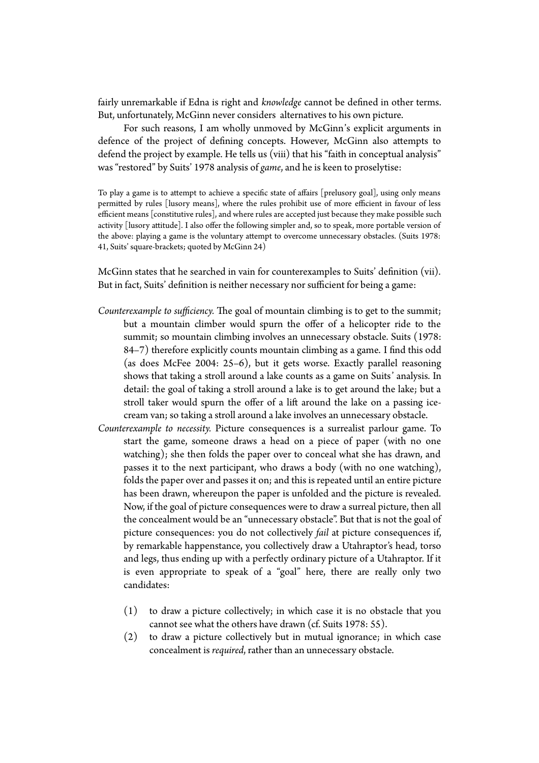fairly unremarkable if Edna is right and *knowledge* cannot be defined in other terms. But, unfortunately, McGinn never considers alternatives to his own picture.

For such reasons, I am wholly unmoved by McGinn's explicit arguments in defence of the project of defining concepts. However, McGinn also attempts to defend the project by example. He tells us (viii) that his "faith in conceptual analysis" was "restored" by Suits' 1978 analysis of *game*, and he is keen to proselytise:

> To play a game is to attempt to achieve a specific state of affairs [prelusory goal], using only means permitted by rules [lusory means], where the rules prohibit use of more efficient in favour of less efficient means [constitutive rules], and where rules are accepted just because they make possible such activity [lusory attitude]. I also offer the following simpler and, so to speak, more portable version of the above: playing a game is the voluntary attempt to overcome unnecessary obstacles. (Suits 1978: 41, Suits' square-brackets; quoted by McGinn 24)

McGinn states that he searched in vain for counterexamples to Suits' definition (vii). But in fact, Suits' definition is neither necessary nor sufficient for being a game:

*Counterexample to sufficiency.* The goal of mountain climbing is to get to the summit; but a mountain climber would spurn the offer of a helicopter ride to the summit; so mountain climbing involves an unnecessary obstacle. Suits (1978: 84–7) therefore explicitly counts mountain climbing as a game. I find this odd (as does McFee 2004: 25–6), but it gets worse. Exactly parallel reasoning shows that taking a stroll around a lake counts as a game on Suits' analysis. In detail: the goal of taking a stroll around a lake is to get around the lake; but a stroll taker would spurn the offer of a lift around the lake on a passing ice-cream van; so taking a stroll around a lake involves an unnecessary obstacle.

*Counterexample to necessity.* Picture consequences is a surrealist parlour game. To start the game, someone draws a head on a piece of paper (with no one watching); she then folds the paper over to conceal what she has drawn, and passes it to the next participant, who draws a body (with no one watching), folds the paper over and passes it on; and this is repeated until an entire picture has been drawn, whereupon the paper is unfolded and the picture is revealed. Now, if the goal of picture consequences were to draw a surreal picture, then all the concealment would be an "unnecessary obstacle". But that is not the goal of picture consequences: you do not collectively *fail* at picture consequences if, by remarkable happenstance, you collectively draw a Utahraptor's head, torso and legs, thus ending up with a perfectly ordinary picture of a Utahraptor. If it is even appropriate to speak of a "goal" here, there are really only two candidates:

(1) to draw a picture collectively; in which case it is no obstacle that you cannot see what the others have drawn (cf. Suits 1978: 55).

(2) to draw a picture collectively but in mutual ignorance; in which case concealment is *required*, rather than an unnecessary obstacle.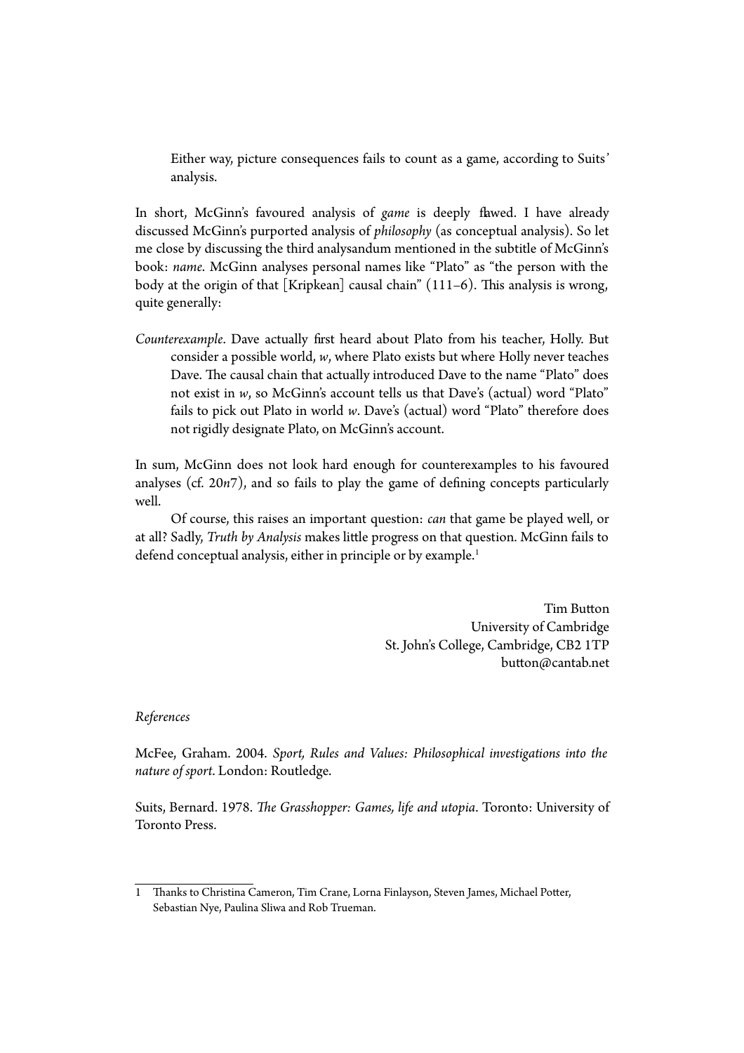Either way, picture consequences fails to count as a game, according to Suits' analysis.

In short, McGinn's favoured analysis of *game* is deeply flawed. I have already discussed McGinn's purported analysis of *philosophy* (as conceptual analysis). So let me close by discussing the third analysandum mentioned in the subtitle of McGinn's book: *name*. McGinn analyses personal names like "Plato" as "the person with the body at the origin of that [Kripkean] causal chain" (111–6). This analysis is wrong, quite generally:

*Counterexample*. Dave actually first heard about Plato from his teacher, Holly. But consider a possible world, *w*, where Plato exists but where Holly never teaches Dave. The causal chain that actually introduced Dave to the name "Plato" does not exist in *w*, so McGinn's account tells us that Dave's (actual) word "Plato" fails to pick out Plato in world *w*. Dave's (actual) word "Plato" therefore does not rigidly designate Plato, on McGinn's account.

In sum, McGinn does not look hard enough for counterexamples to his favoured analyses (cf. 20*n*7), and so fails to play the game of defining concepts particularly well.

Of course, this raises an important question: *can* that game be played well, or at all? Sadly, *Truth by Analysis* makes little progress on that question. McGinn fails to defend conceptual analysis, either in principle or by example.[1]

Tim Button
University of Cambridge
St. John's College, Cambridge, CB2 1TP
button@cantab.net

*References*

McFee, Graham. 2004. *Sport, Rules and Values: Philosophical investigations into the nature of sport*. London: Routledge.

Suits, Bernard. 1978. *The Grasshopper: Games, life and utopia*. Toronto: University of Toronto Press.

1 Thanks to Christina Cameron, Tim Crane, Lorna Finlayson, Steven James, Michael Potter, Sebastian Nye, Paulina Sliwa and Rob Trueman.